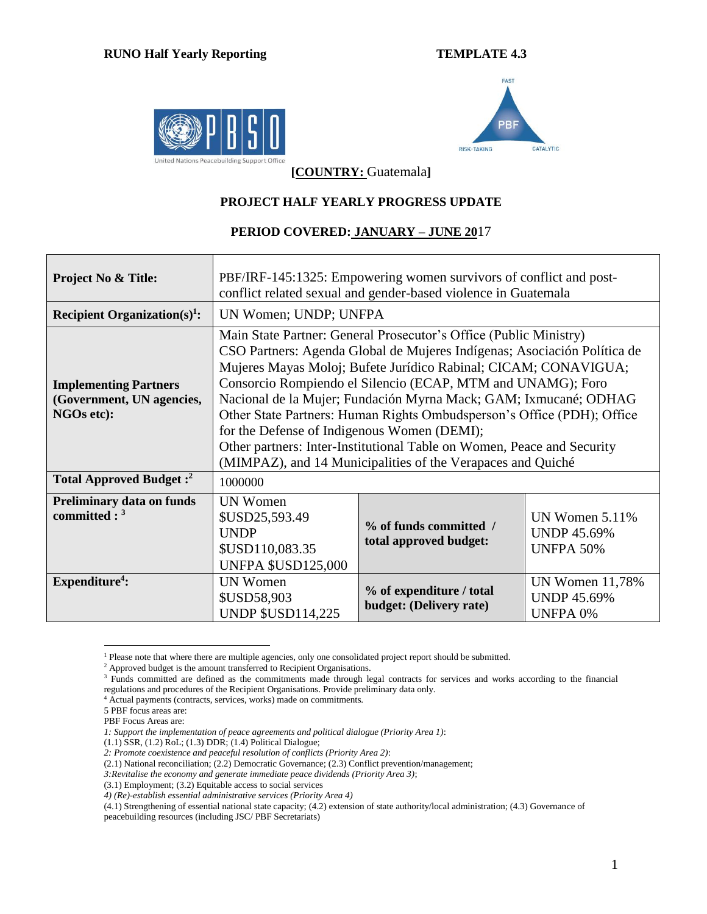**RUNO Half Yearly Reporting** **TEMPLATE 4.3**

**[COUNTRY: Guatemala]**

**PROJECT HALF YEARLY PROGRESS UPDATE**

**PERIOD COVERED: JANUARY – JUNE 2017**

| **Project No & Title:** | PBF/IRF-145:1325: Empowering women survivors of conflict and post-conflict related sexual and gender-based violence in Guatemala | | |
|---|---|---|---|
| **Recipient Organization(s)[1]:** | UN Women; UNDP; UNFPA | | |
| **Implementing Partners (Government, UN agencies, NGOs etc):** | Main State Partner: General Prosecutor's Office (Public Ministry)<br>CSO Partners: Agenda Global de Mujeres Indígenas; Asociación Política de Mujeres Mayas Moloj; Bufete Jurídico Rabinal; CICAM; CONAVIGUA; Consorcio Rompiendo el Silencio (ECAP, MTM and UNAMG); Foro Nacional de la Mujer; Fundación Myrna Mack; GAM; Ixmucané; ODHAG<br>Other State Partners: Human Rights Ombudsperson's Office (PDH); Office for the Defense of Indigenous Women (DEMI);<br>Other partners: Inter-Institutional Table on Women, Peace and Security (MIMPAZ), and 14 Municipalities of the Verapaces and Quiché | | |
| **Total Approved Budget :[2]** | 1000000 | | |
| **Preliminary data on funds committed : [3]** | UN Women $USD25,593.49<br>UNDP $USD110,083.35<br>UNFPA $USD125,000 | **% of funds committed / total approved budget:** | UN Women 5.11%<br>UNDP 45.69%<br>UNFPA 50% |
| **Expenditure[4]:** | UN Women $USD58,903<br>UNDP $USD114,225 | **% of expenditure / total budget: (Delivery rate)** | UN Women 11,78%<br>UNDP 45.69%<br>UNFPA 0% |

[1] Please note that where there are multiple agencies, only one consolidated project report should be submitted.

[2] Approved budget is the amount transferred to Recipient Organisations.

[3] Funds committed are defined as the commitments made through legal contracts for services and works according to the financial regulations and procedures of the Recipient Organisations. Provide preliminary data only.

[4] Actual payments (contracts, services, works) made on commitments.

5 PBF focus areas are:

PBF Focus Areas are:

*1: Support the implementation of peace agreements and political dialogue (Priority Area 1)*:

(1.1) SSR, (1.2) RoL; (1.3) DDR; (1.4) Political Dialogue;

*2: Promote coexistence and peaceful resolution of conflicts (Priority Area 2)*:

(2.1) National reconciliation; (2.2) Democratic Governance; (2.3) Conflict prevention/management;

*3:Revitalise the economy and generate immediate peace dividends (Priority Area 3)*;

(3.1) Employment; (3.2) Equitable access to social services

*4) (Re)-establish essential administrative services (Priority Area 4)*

(4.1) Strengthening of essential national state capacity; (4.2) extension of state authority/local administration; (4.3) Governance of peacebuilding resources (including JSC/ PBF Secretariats)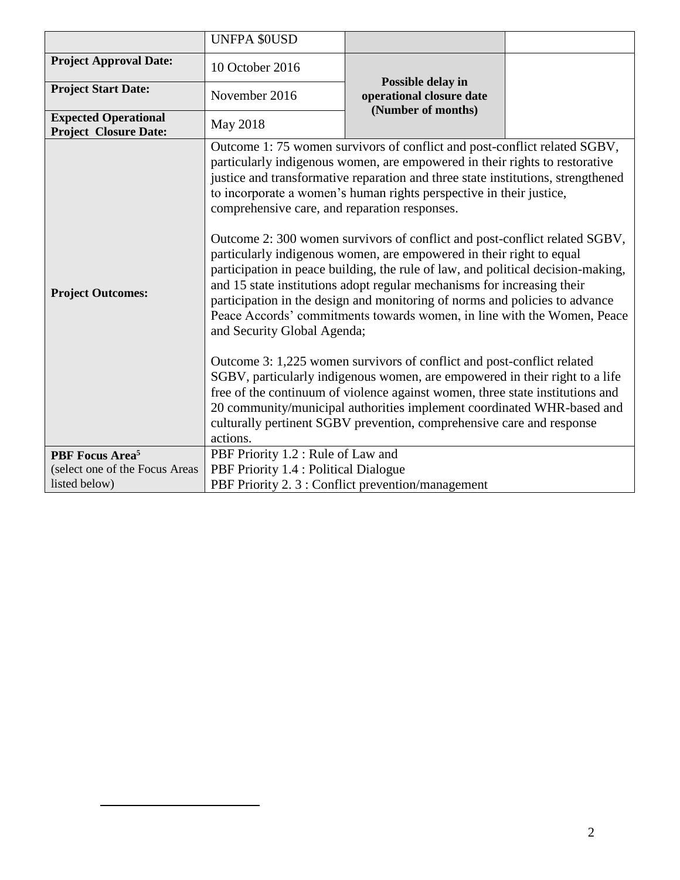| | | | |
|---|---|---|---|
| | UNFPA $0USD | | |
| **Project Approval Date:** | 10 October 2016 | **Possible delay in operational closure date (Number of months)** | |
| **Project Start Date:** | November 2016 | | |
| **Expected Operational Project Closure Date:** | May 2018 | | |
| **Project Outcomes:** | Outcome 1: 75 women survivors of conflict and post-conflict related SGBV, particularly indigenous women, are empowered in their rights to restorative justice and transformative reparation and three state institutions, strengthened to incorporate a women's human rights perspective in their justice, comprehensive care, and reparation responses.<br><br>Outcome 2: 300 women survivors of conflict and post-conflict related SGBV, particularly indigenous women, are empowered in their right to equal participation in peace building, the rule of law, and political decision-making, and 15 state institutions adopt regular mechanisms for increasing their participation in the design and monitoring of norms and policies to advance Peace Accords' commitments towards women, in line with the Women, Peace and Security Global Agenda;<br><br>Outcome 3: 1,225 women survivors of conflict and post-conflict related SGBV, particularly indigenous women, are empowered in their right to a life free of the continuum of violence against women, three state institutions and 20 community/municipal authorities implement coordinated WHR-based and culturally pertinent SGBV prevention, comprehensive care and response actions. | | |
| **PBF Focus Area**[5] (select one of the Focus Areas listed below) | PBF Priority 1.2 : Rule of Law and<br>PBF Priority 1.4 : Political Dialogue<br>PBF Priority 2. 3 : Conflict prevention/management | | |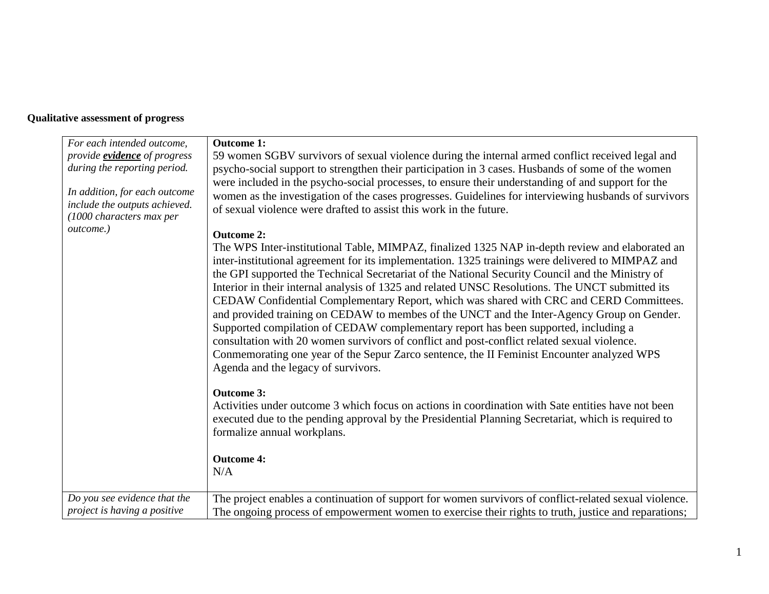**Qualitative assessment of progress**

| | |
|---|---|
| *For each intended outcome, provide **evidence** of progress during the reporting period.*<br><br>*In addition, for each outcome include the outputs achieved. (1000 characters max per outcome.)* | **Outcome 1:**<br>59 women SGBV survivors of sexual violence during the internal armed conflict received legal and psycho-social support to strengthen their participation in 3 cases. Husbands of some of the women were included in the psycho-social processes, to ensure their understanding of and support for the women as the investigation of the cases progresses. Guidelines for interviewing husbands of survivors of sexual violence were drafted to assist this work in the future.<br><br>**Outcome 2:**<br>The WPS Inter-institutional Table, MIMPAZ, finalized 1325 NAP in-depth review and elaborated an inter-institutional agreement for its implementation. 1325 trainings were delivered to MIMPAZ and the GPI supported the Technical Secretariat of the National Security Council and the Ministry of Interior in their internal analysis of 1325 and related UNSC Resolutions. The UNCT submitted its CEDAW Confidential Complementary Report, which was shared with CRC and CERD Committees. and provided training on CEDAW to membes of the UNCT and the Inter-Agency Group on Gender. Supported compilation of CEDAW complementary report has been supported, including a consultation with 20 women survivors of conflict and post-conflict related sexual violence. Conmemorating one year of the Sepur Zarco sentence, the II Feminist Encounter analyzed WPS Agenda and the legacy of survivors.<br><br>**Outcome 3:**<br>Activities under outcome 3 which focus on actions in coordination with Sate entities have not been executed due to the pending approval by the Presidential Planning Secretariat, which is required to formalize annual workplans.<br><br>**Outcome 4:**<br>N/A |
| *Do you see evidence that the project is having a positive* | The project enables a continuation of support for women survivors of conflict-related sexual violence. The ongoing process of empowerment women to exercise their rights to truth, justice and reparations; |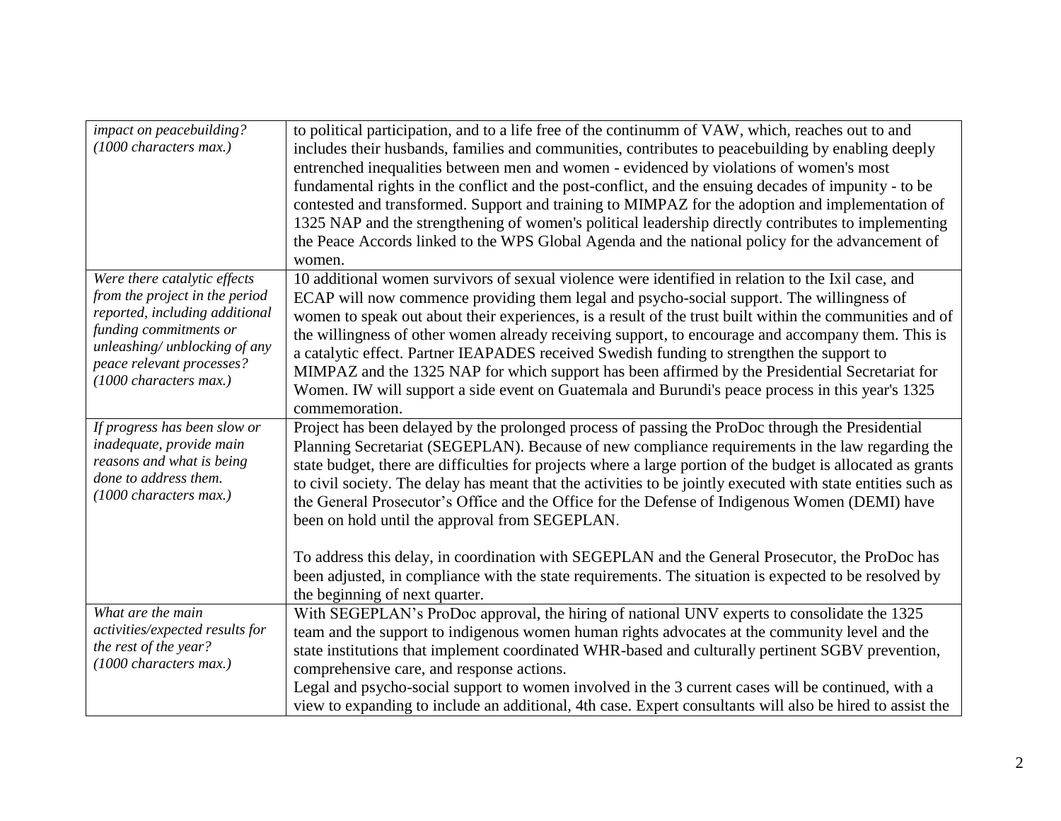| | |
|---|---|
| *impact on peacebuilding? (1000 characters max.)* | to political participation, and to a life free of the continumm of VAW, which, reaches out to and includes their husbands, families and communities, contributes to peacebuilding by enabling deeply entrenched inequalities between men and women - evidenced by violations of women's most fundamental rights in the conflict and the post-conflict, and the ensuing decades of impunity - to be contested and transformed. Support and training to MIMPAZ for the adoption and implementation of 1325 NAP and the strengthening of women's political leadership directly contributes to implementing the Peace Accords linked to the WPS Global Agenda and the national policy for the advancement of women. |
| *Were there catalytic effects from the project in the period reported, including additional funding commitments or unleashing/ unblocking of any peace relevant processes? (1000 characters max.)* | 10 additional women survivors of sexual violence were identified in relation to the Ixil case, and ECAP will now commence providing them legal and psycho-social support. The willingness of women to speak out about their experiences, is a result of the trust built within the communities and of the willingness of other women already receiving support, to encourage and accompany them. This is a catalytic effect. Partner IEAPADES received Swedish funding to strengthen the support to MIMPAZ and the 1325 NAP for which support has been affirmed by the Presidential Secretariat for Women. IW will support a side event on Guatemala and Burundi's peace process in this year's 1325 commemoration. |
| *If progress has been slow or inadequate, provide main reasons and what is being done to address them. (1000 characters max.)* | Project has been delayed by the prolonged process of passing the ProDoc through the Presidential Planning Secretariat (SEGEPLAN). Because of new compliance requirements in the law regarding the state budget, there are difficulties for projects where a large portion of the budget is allocated as grants to civil society. The delay has meant that the activities to be jointly executed with state entities such as the General Prosecutor's Office and the Office for the Defense of Indigenous Women (DEMI) have been on hold until the approval from SEGEPLAN.<br><br>To address this delay, in coordination with SEGEPLAN and the General Prosecutor, the ProDoc has been adjusted, in compliance with the state requirements. The situation is expected to be resolved by the beginning of next quarter. |
| *What are the main activities/expected results for the rest of the year? (1000 characters max.)* | With SEGEPLAN's ProDoc approval, the hiring of national UNV experts to consolidate the 1325 team and the support to indigenous women human rights advocates at the community level and the state institutions that implement coordinated WHR-based and culturally pertinent SGBV prevention, comprehensive care, and response actions.<br>Legal and psycho-social support to women involved in the 3 current cases will be continued, with a view to expanding to include an additional, 4th case. Expert consultants will also be hired to assist the |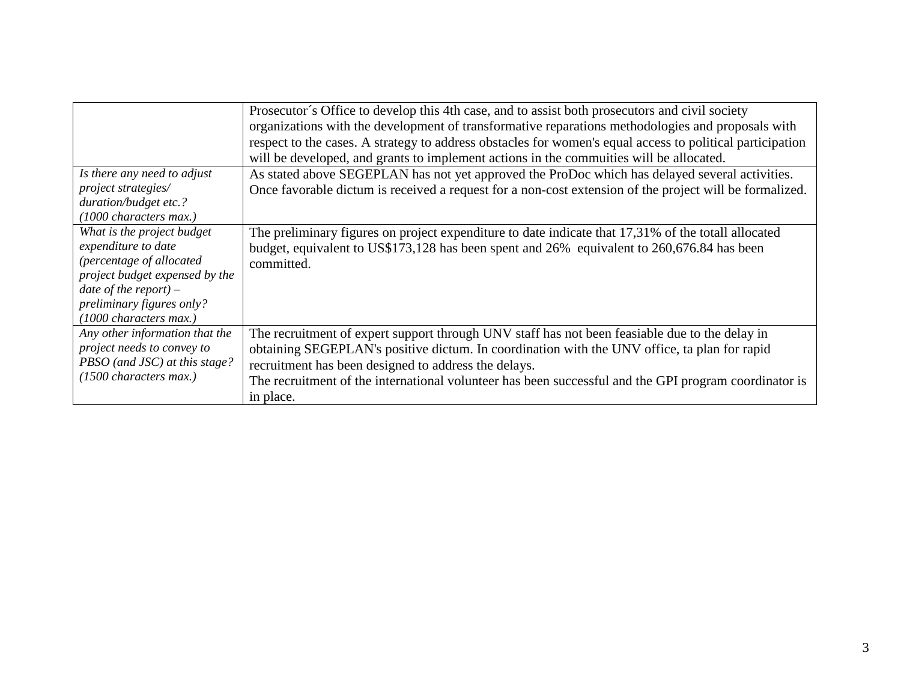| | |
|---|---|
| | Prosecutor´s Office to develop this 4th case, and to assist both prosecutors and civil society organizations with the development of transformative reparations methodologies and proposals with respect to the cases. A strategy to address obstacles for women's equal access to political participation will be developed, and grants to implement actions in the commuities will be allocated. |
| *Is there any need to adjust project strategies/ duration/budget etc.? (1000 characters max.)* | As stated above SEGEPLAN has not yet approved the ProDoc which has delayed several activities. Once favorable dictum is received a request for a non-cost extension of the project will be formalized. |
| *What is the project budget expenditure to date (percentage of allocated project budget expensed by the date of the report) – preliminary figures only? (1000 characters max.)* | The preliminary figures on project expenditure to date indicate that 17,31% of the totall allocated budget, equivalent to US$173,128 has been spent and 26% equivalent to 260,676.84 has been committed. |
| *Any other information that the project needs to convey to PBSO (and JSC) at this stage? (1500 characters max.)* | The recruitment of expert support through UNV staff has not been feasiable due to the delay in obtaining SEGEPLAN's positive dictum. In coordination with the UNV office, ta plan for rapid recruitment has been designed to address the delays.<br>The recruitment of the international volunteer has been successful and the GPI program coordinator is in place. |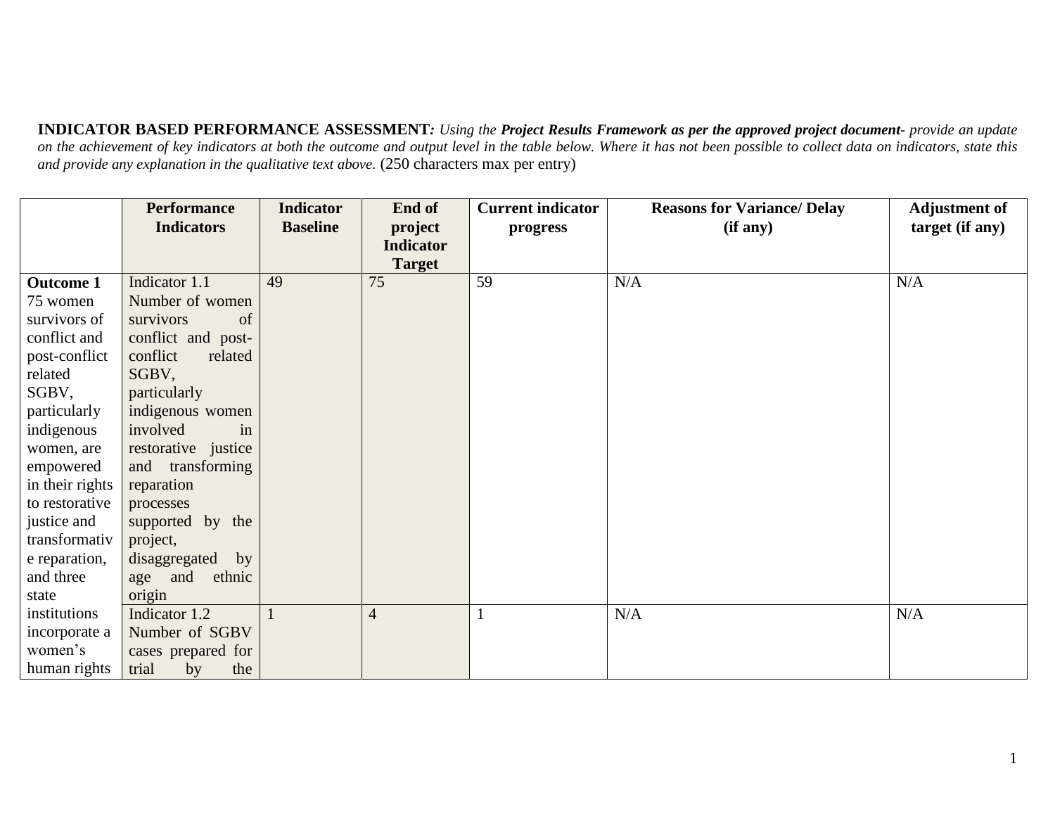**INDICATOR BASED PERFORMANCE ASSESSMENT***: Using the* ***Project Results Framework as per the approved project document****- provide an update on the achievement of key indicators at both the outcome and output level in the table below. Where it has not been possible to collect data on indicators, state this and provide any explanation in the qualitative text above.* (250 characters max per entry)

| | Performance Indicators | Indicator Baseline | End of project Indicator Target | Current indicator progress | Reasons for Variance/ Delay (if any) | Adjustment of target (if any) |
|---|---|---|---|---|---|---|
| **Outcome 1** 75 women survivors of conflict and post-conflict related SGBV, particularly indigenous women, are empowered in their rights to restorative justice and transformative reparation, and three state institutions incorporate a women's human rights | Indicator 1.1 Number of women survivors of conflict and post-conflict related SGBV, particularly indigenous women involved in restorative justice and transforming reparation processes supported by the project, disaggregated by age and ethnic origin | 49 | 75 | 59 | N/A | N/A |
| | Indicator 1.2 Number of SGBV cases prepared for trial by the | 1 | 4 | 1 | N/A | N/A |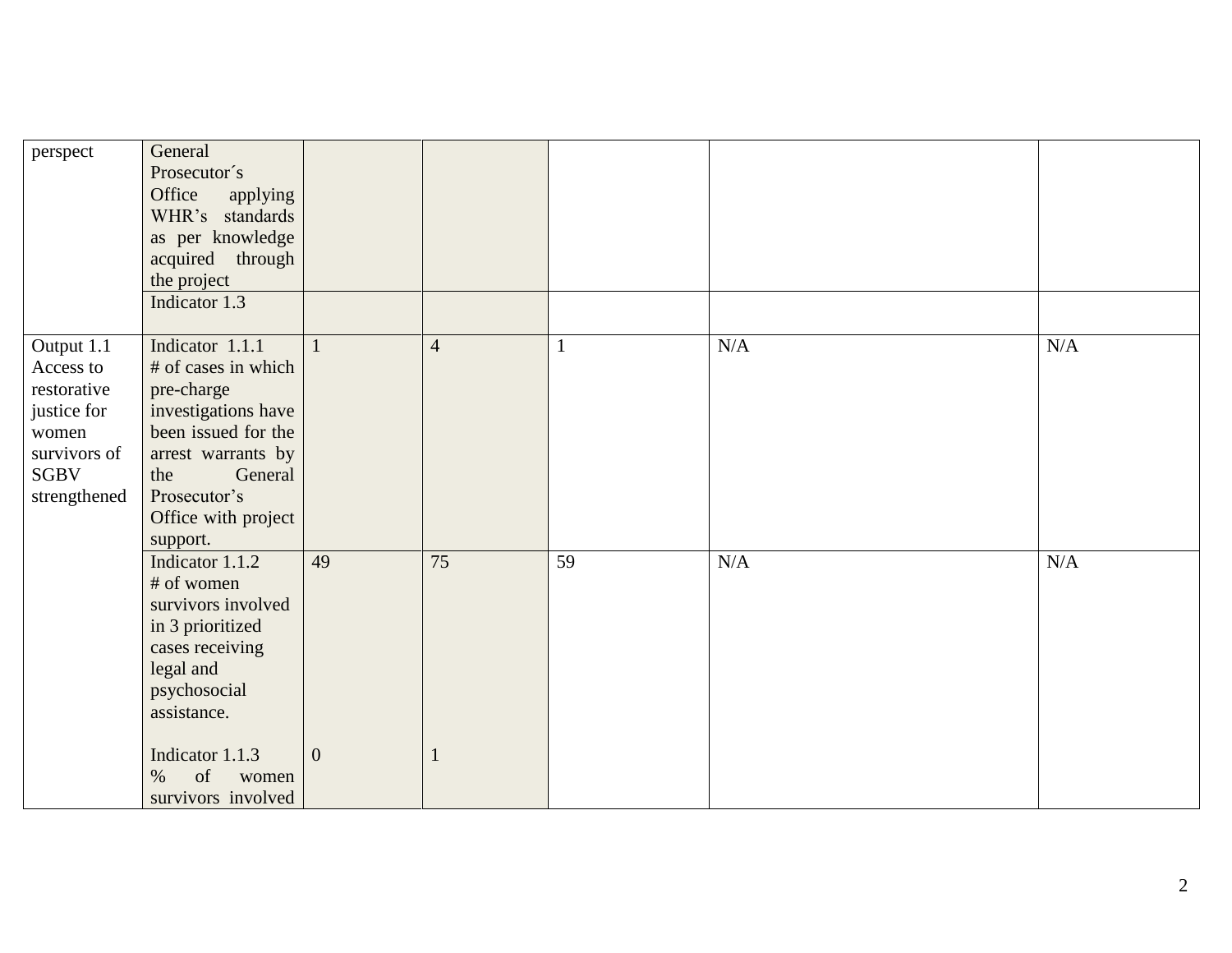| | | | | | | |
|---|---|---|---|---|---|---|
| perspect | General Prosecutor´s Office applying WHR's standards as per knowledge acquired through the project | | | | | |
| | Indicator 1.3 | | | | | |
| Output 1.1 Access to restorative justice for women survivors of SGBV strengthened | Indicator 1.1.1 # of cases in which pre-charge investigations have been issued for the arrest warrants by the General Prosecutor's Office with project support. | 1 | 4 | 1 | N/A | N/A |
| | Indicator 1.1.2 # of women survivors involved in 3 prioritized cases receiving legal and psychosocial assistance.<br><br>Indicator 1.1.3 % of women survivors involved | 49<br><br>0 | 75<br><br>1 | 59 | N/A | N/A |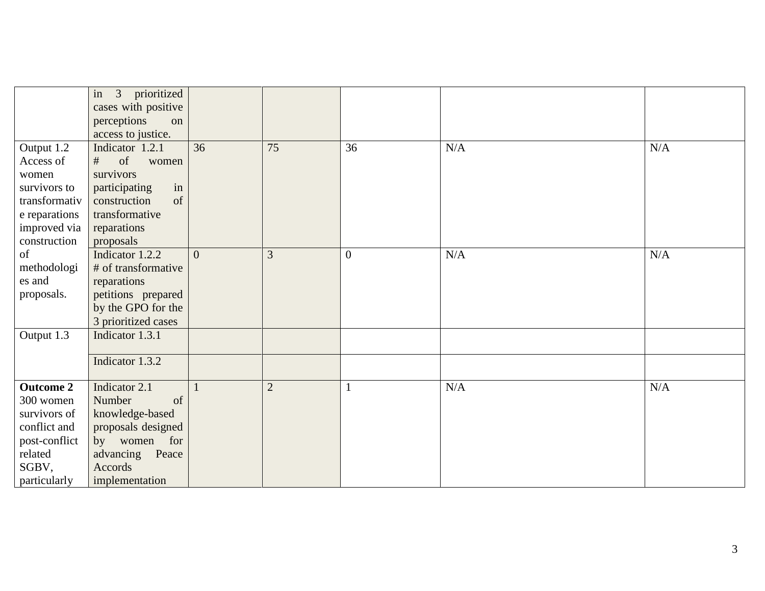| | | | | | | |
|---|---|---|---|---|---|---|
| | in 3 prioritized cases with positive perceptions on access to justice. | | | | | |
| Output 1.2 Access of women survivors to transformative reparations improved via construction of methodologies and proposals. | Indicator 1.2.1 # of women survivors participating in construction of transformative reparations proposals | 36 | 75 | 36 | N/A | N/A |
| | Indicator 1.2.2 # of transformative reparations petitions prepared by the GPO for the 3 prioritized cases | 0 | 3 | 0 | N/A | N/A |
| Output 1.3 | Indicator 1.3.1 | | | | | |
| | Indicator 1.3.2 | | | | | |
| **Outcome 2** 300 women survivors of conflict and post-conflict related SGBV, particularly | Indicator 2.1 Number of knowledge-based proposals designed by women for advancing Peace Accords implementation | 1 | 2 | 1 | N/A | N/A |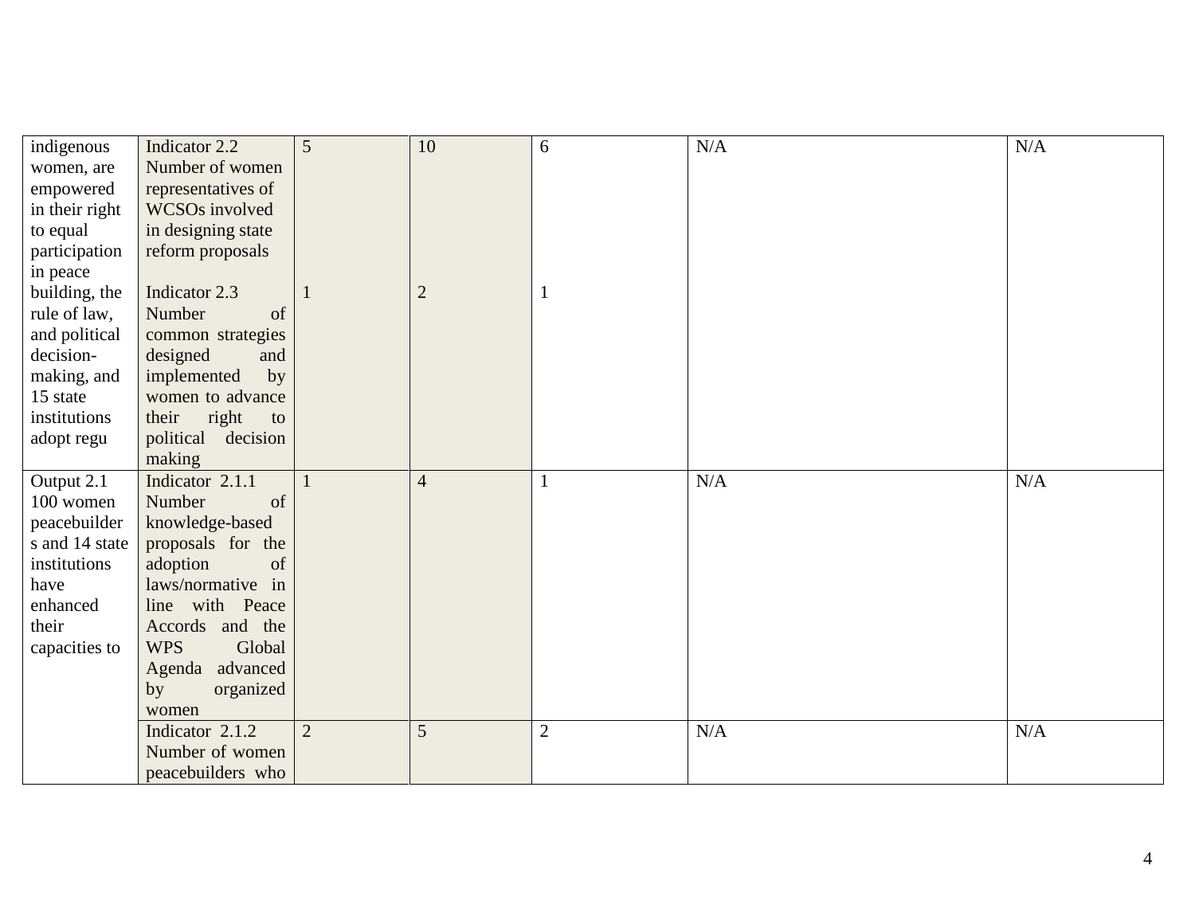| | | | | | | |
|---|---|---|---|---|---|---|
| indigenous women, are empowered in their right to equal participation in peace building, the rule of law, and political decision-making, and 15 state institutions adopt regu | Indicator 2.2 Number of women representatives of WCSOs involved in designing state reform proposals<br><br>Indicator 2.3 Number of common strategies designed and implemented by women to advance their right to political decision making | 5<br><br>1 | 10<br><br>2 | 6<br><br>1 | N/A | N/A |
| Output 2.1 100 women peacebuilders and 14 state institutions have enhanced their capacities to | Indicator 2.1.1 Number of knowledge-based proposals for the adoption of laws/normative in line with Peace Accords and the WPS Global Agenda advanced by organized women | 1 | 4 | 1 | N/A | N/A |
| | Indicator 2.1.2 Number of women peacebuilders who | 2 | 5 | 2 | N/A | N/A |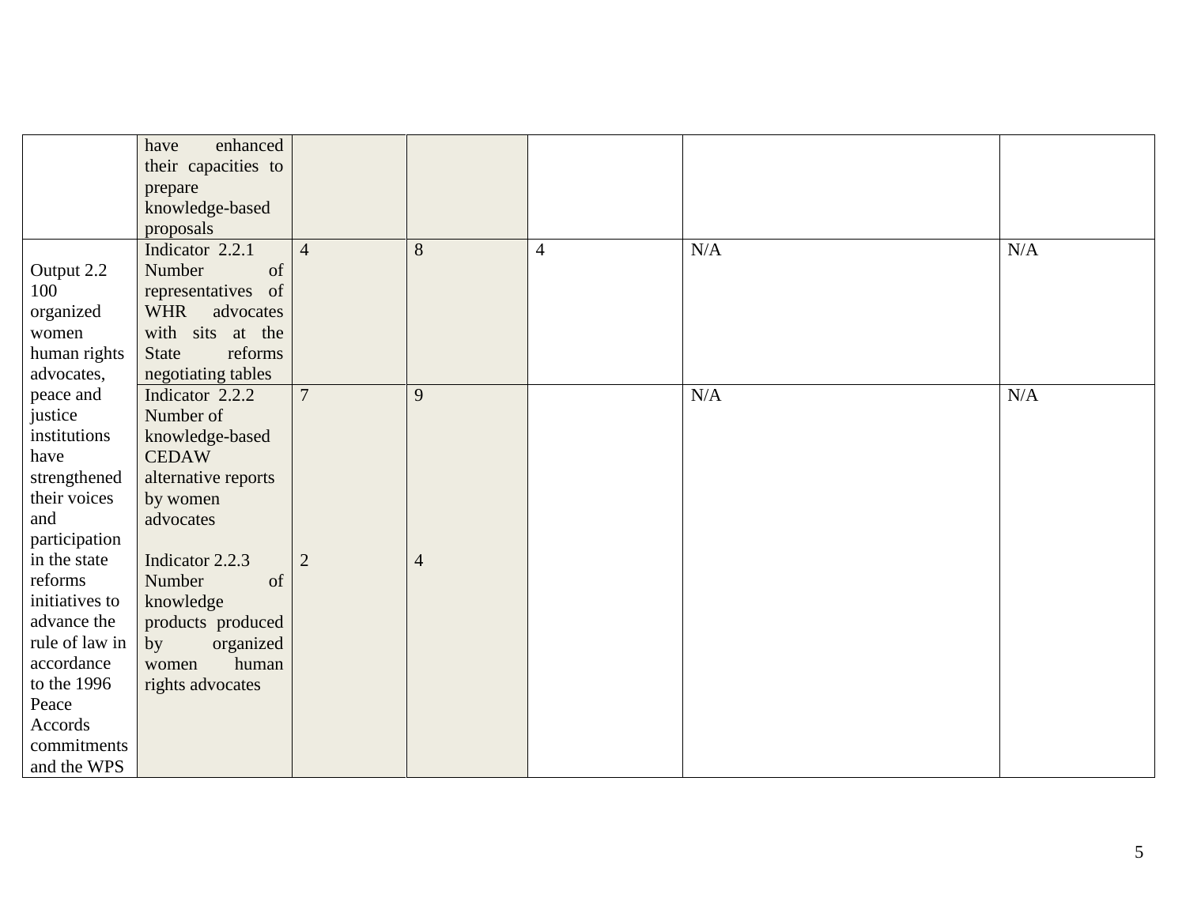| | | | | | | |
|---|---|---|---|---|---|---|
| | have enhanced their capacities to prepare knowledge-based proposals | | | | | |
| Output 2.2 100 organized women human rights advocates, peace and justice institutions have strengthened their voices and participation in the state reforms initiatives to advance the rule of law in accordance to the 1996 Peace Accords commitments and the WPS | Indicator 2.2.1 Number of representatives of WHR advocates with sits at the State reforms negotiating tables | 4 | 8 | 4 | N/A | N/A |
| | Indicator 2.2.2 Number of knowledge-based CEDAW alternative reports by women advocates<br><br>Indicator 2.2.3 Number of knowledge products produced by organized women human rights advocates | 7<br><br>2 | 9<br><br>4 | | N/A | N/A |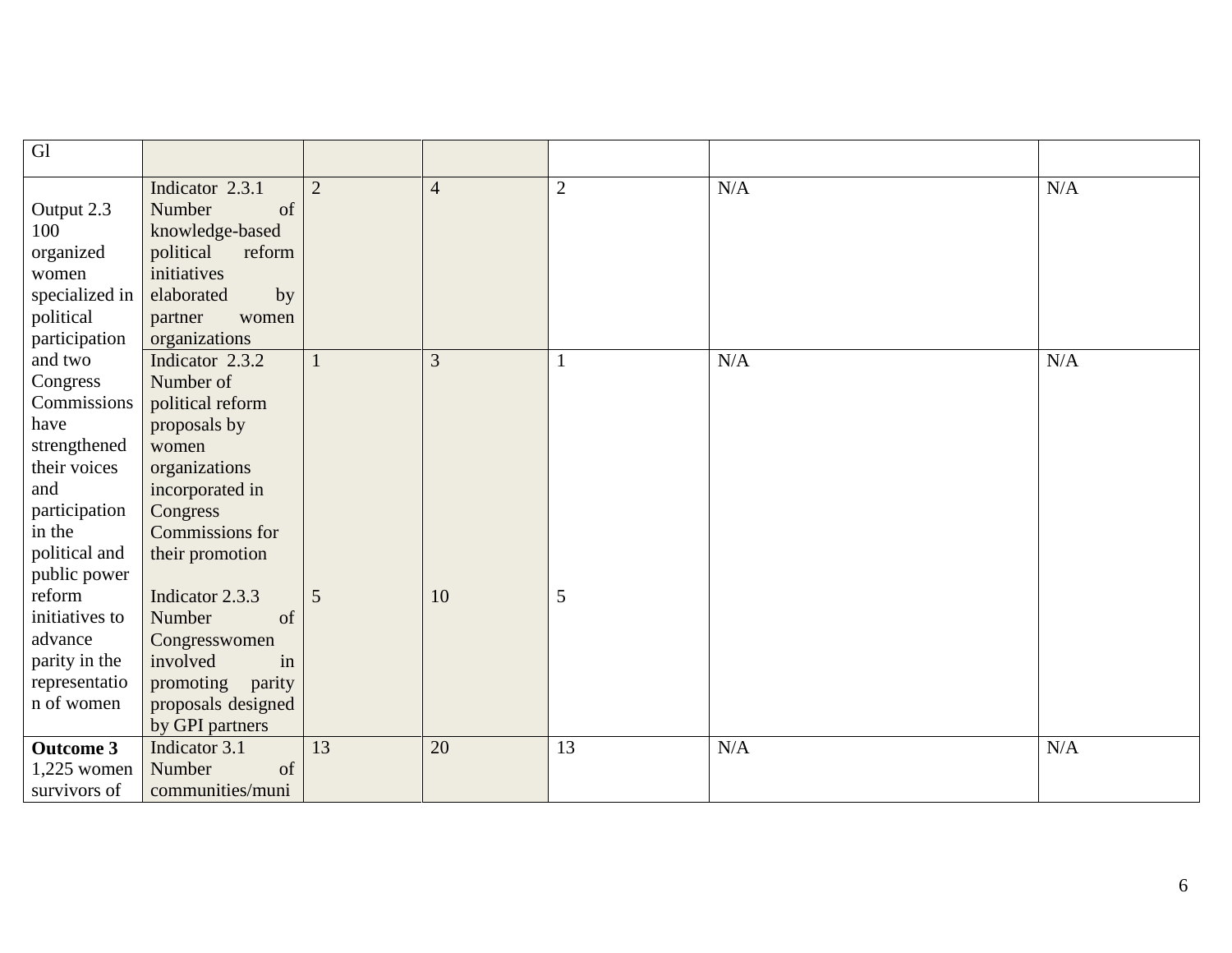| Gl | | | | | | |
|---|---|---|---|---|---|---|
| Output 2.3 100 organized women specialized in political participation and two Congress Commissions have strengthened their voices and participation in the political and public power reform initiatives to advance parity in the representation of women | Indicator 2.3.1 Number of knowledge-based political reform initiatives elaborated by partner women organizations | 2 | 4 | 2 | N/A | N/A |
| | Indicator 2.3.2 Number of political reform proposals by women organizations incorporated in Congress Commissions for their promotion<br><br>Indicator 2.3.3 Number of Congresswomen involved in promoting parity proposals designed by GPI partners | 1<br><br>5 | 3<br><br>10 | 1<br><br>5 | N/A | N/A |
| **Outcome 3** 1,225 women survivors of | Indicator 3.1 Number of communities/muni | 13 | 20 | 13 | N/A | N/A |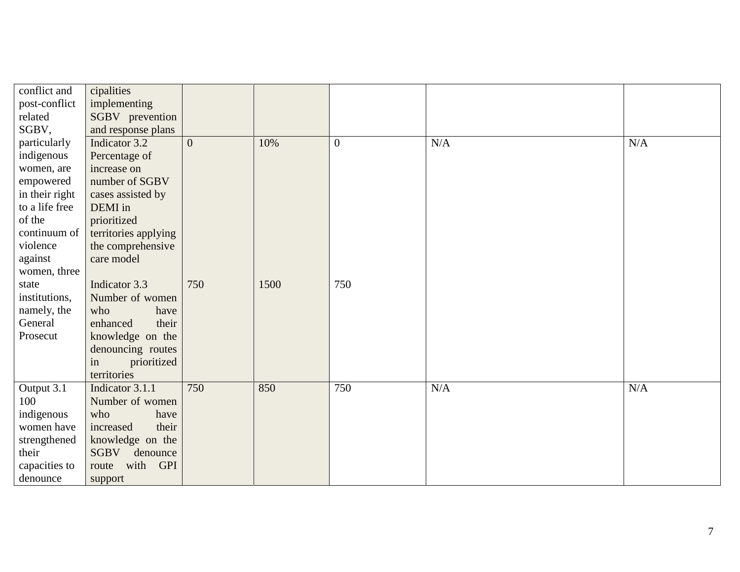| | | | | | | |
|---|---|---|---|---|---|---|
| conflict and post-conflict related SGBV, particularly indigenous women, are empowered in their right to a life free of the continuum of violence against women, three state institutions, namely, the General Prosecut | cipalities implementing SGBV prevention and response plans | | | | | |
| | Indicator 3.2 Percentage of increase on number of SGBV cases assisted by DEMI in prioritized territories applying the comprehensive care model<br><br>Indicator 3.3 Number of women who have enhanced their knowledge on the denouncing routes in prioritized territories | 0<br><br>750 | 10%<br><br>1500 | 0<br><br>750 | N/A | N/A |
| Output 3.1 100 indigenous women have strengthened their capacities to denounce | Indicator 3.1.1 Number of women who have increased their knowledge on the SGBV denounce route with GPI support | 750 | 850 | 750 | N/A | N/A |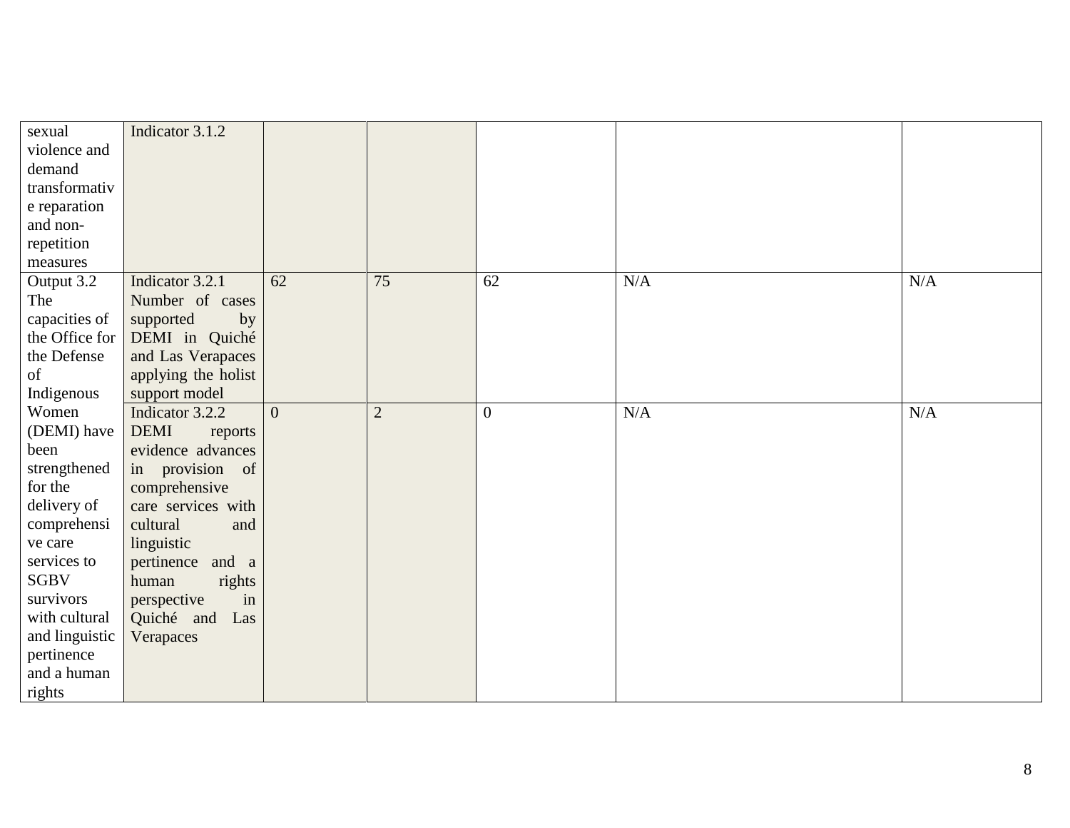| | | | | | | |
|---|---|---|---|---|---|---|
| sexual violence and demand transformative reparation and non-repetition measures | Indicator 3.1.2 | | | | | |
| Output 3.2 The capacities of the Office for the Defense of Indigenous Women (DEMI) have been strengthened for the delivery of comprehensive care services to SGBV survivors with cultural and linguistic pertinence and a human rights | Indicator 3.2.1 Number of cases supported by DEMI in Quiché and Las Verapaces applying the holist support model | 62 | 75 | 62 | N/A | N/A |
| | Indicator 3.2.2 DEMI reports evidence advances in provision of comprehensive care services with cultural and linguistic pertinence and a human rights perspective in Quiché and Las Verapaces | 0 | 2 | 0 | N/A | N/A |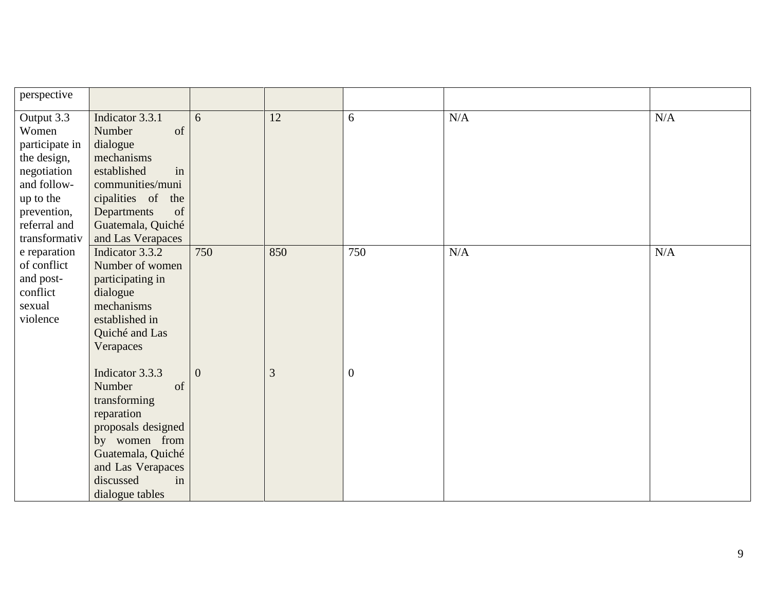| | | | | | | |
|---|---|---|---|---|---|---|
| perspective | | | | | | |
| Output 3.3 Women participate in the design, negotiation and follow-up to the prevention, referral and transformative reparation of conflict and post-conflict sexual violence | Indicator 3.3.1 Number of dialogue mechanisms established in communities/municipalities of the Departments of Guatemala, Quiché and Las Verapaces | 6 | 12 | 6 | N/A | N/A |
| | Indicator 3.3.2 Number of women participating in dialogue mechanisms established in Quiché and Las Verapaces | 750 | 850 | 750 | N/A | N/A |
| | Indicator 3.3.3 Number of transforming reparation proposals designed by women from Guatemala, Quiché and Las Verapaces discussed in dialogue tables | 0 | 3 | 0 | | |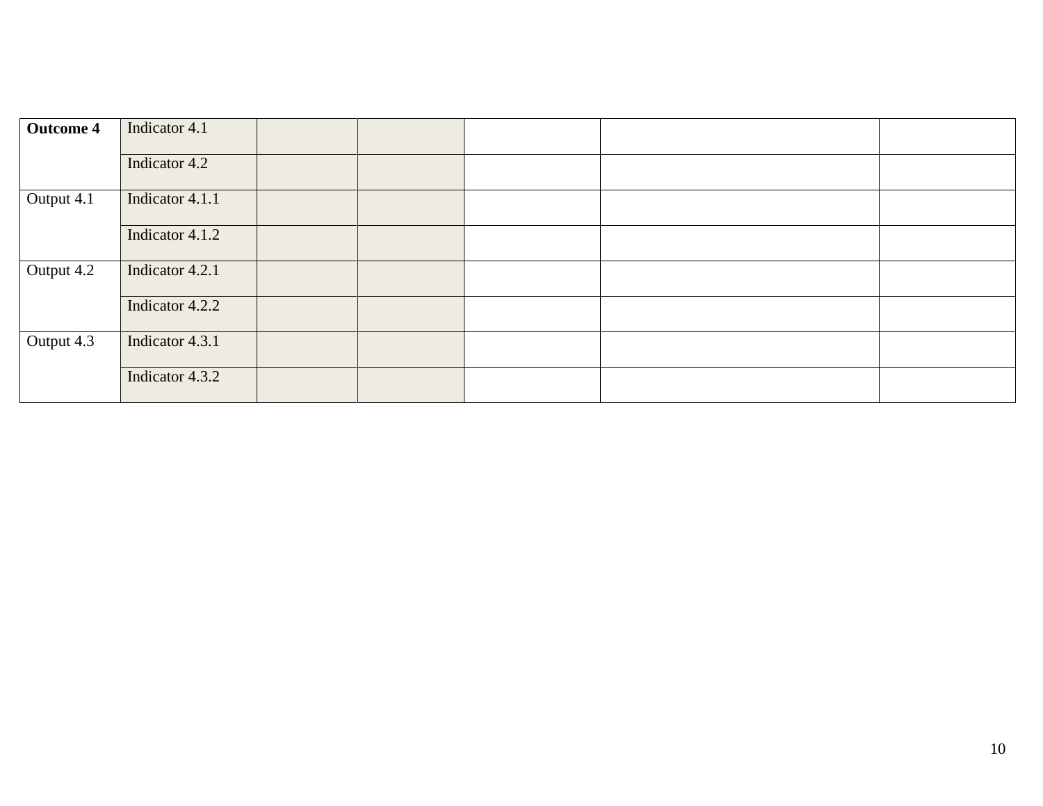| | | | | | | |
|---|---|---|---|---|---|---|
| **Outcome 4** | Indicator 4.1 | | | | | |
| | Indicator 4.2 | | | | | |
| Output 4.1 | Indicator 4.1.1 | | | | | |
| | Indicator 4.1.2 | | | | | |
| Output 4.2 | Indicator 4.2.1 | | | | | |
| | Indicator 4.2.2 | | | | | |
| Output 4.3 | Indicator 4.3.1 | | | | | |
| | Indicator 4.3.2 | | | | | |